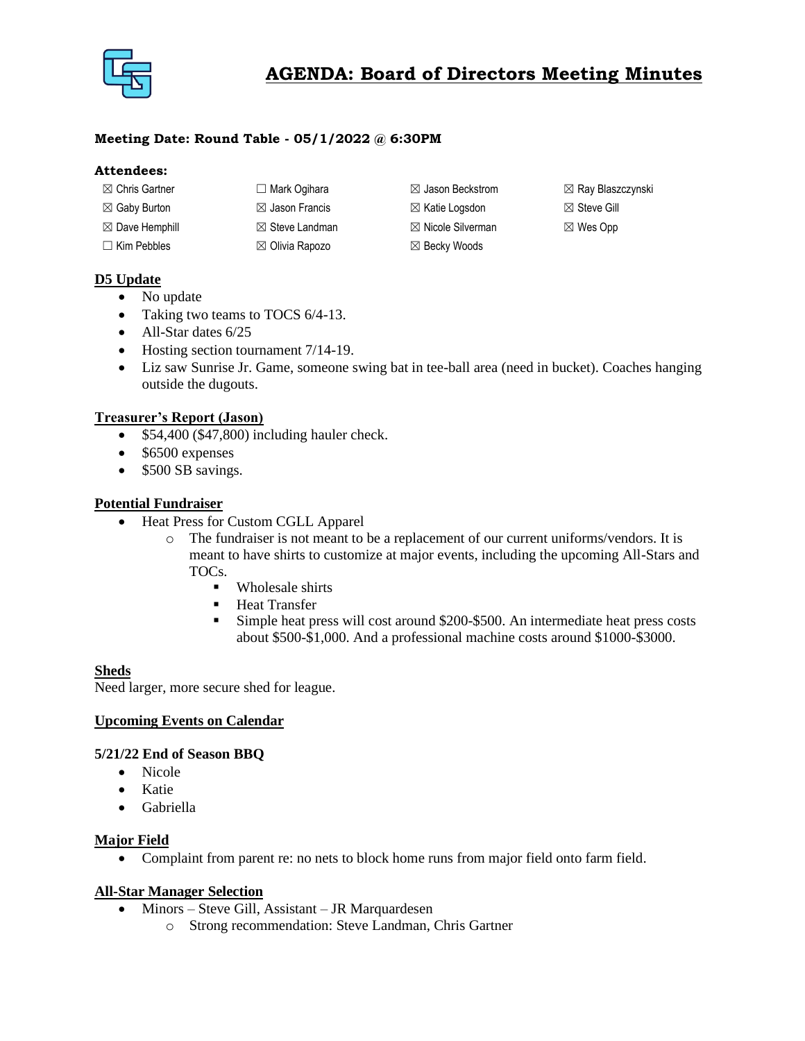# AGENDA: Board of Directors Meeting Minutes

**Meeting Date: Round Table - 05/1/2022 @ 6:30PM**

**Attendees:**

| | | | |
|---|---|---|---|
| ☒ Chris Gartner | ☐ Mark Ogihara | ☒ Jason Beckstrom | ☒ Ray Blaszczynski |
| ☒ Gaby Burton | ☒ Jason Francis | ☒ Katie Logsdon | ☒ Steve Gill |
| ☒ Dave Hemphill | ☒ Steve Landman | ☒ Nicole Silverman | ☒ Wes Opp |
| ☐ Kim Pebbles | ☒ Olivia Rapozo | ☒ Becky Woods | |

## D5 Update

- No update
- Taking two teams to TOCS 6/4-13.
- All-Star dates 6/25
- Hosting section tournament 7/14-19.
- Liz saw Sunrise Jr. Game, someone swing bat in tee-ball area (need in bucket). Coaches hanging outside the dugouts.

## Treasurer's Report (Jason)

- $54,400 ($47,800) including hauler check.
- $6500 expenses
- $500 SB savings.

## Potential Fundraiser

- Heat Press for Custom CGLL Apparel
  - The fundraiser is not meant to be a replacement of our current uniforms/vendors. It is meant to have shirts to customize at major events, including the upcoming All-Stars and TOCs.
    - Wholesale shirts
    - Heat Transfer
    - Simple heat press will cost around $200-$500. An intermediate heat press costs about $500-$1,000. And a professional machine costs around $1000-$3000.

## Sheds

Need larger, more secure shed for league.

## Upcoming Events on Calendar

### 5/21/22 End of Season BBQ

- Nicole
- Katie
- Gabriella

## Major Field

- Complaint from parent re: no nets to block home runs from major field onto farm field.

## All-Star Manager Selection

- Minors – Steve Gill, Assistant – JR Marquardesen
  - Strong recommendation: Steve Landman, Chris Gartner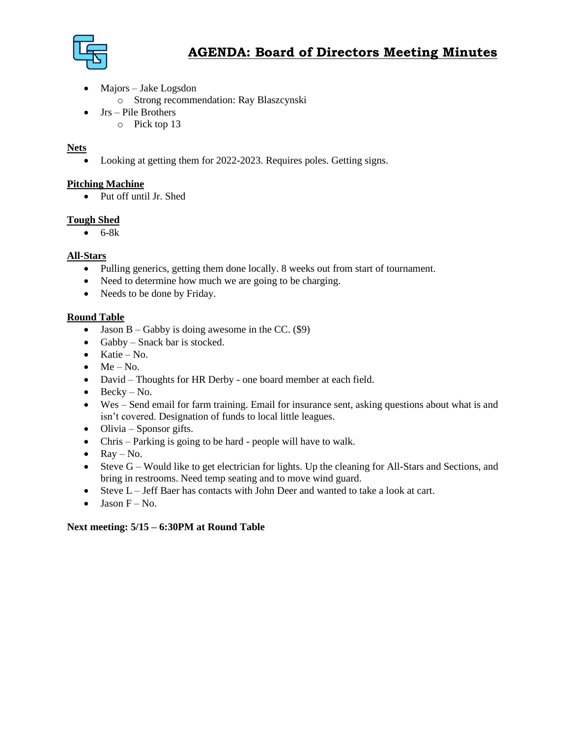- Majors – Jake Logsdon
  - Strong recommendation: Ray Blaszcynski
- Jrs – Pile Brothers
  - Pick top 13

**Nets**

- Looking at getting them for 2022-2023. Requires poles. Getting signs.

**Pitching Machine**

- Put off until Jr. Shed

**Tough Shed**

- 6-8k

**All-Stars**

- Pulling generics, getting them done locally. 8 weeks out from start of tournament.
- Need to determine how much we are going to be charging.
- Needs to be done by Friday.

**Round Table**

- Jason B – Gabby is doing awesome in the CC. ($9)
- Gabby – Snack bar is stocked.
- Katie – No.
- Me – No.
- David – Thoughts for HR Derby - one board member at each field.
- Becky – No.
- Wes – Send email for farm training. Email for insurance sent, asking questions about what is and isn't covered. Designation of funds to local little leagues.
- Olivia – Sponsor gifts.
- Chris – Parking is going to be hard - people will have to walk.
- Ray – No.
- Steve G – Would like to get electrician for lights. Up the cleaning for All-Stars and Sections, and bring in restrooms. Need temp seating and to move wind guard.
- Steve L – Jeff Baer has contacts with John Deer and wanted to take a look at cart.
- Jason F – No.

**Next meeting: 5/15 – 6:30PM at Round Table**